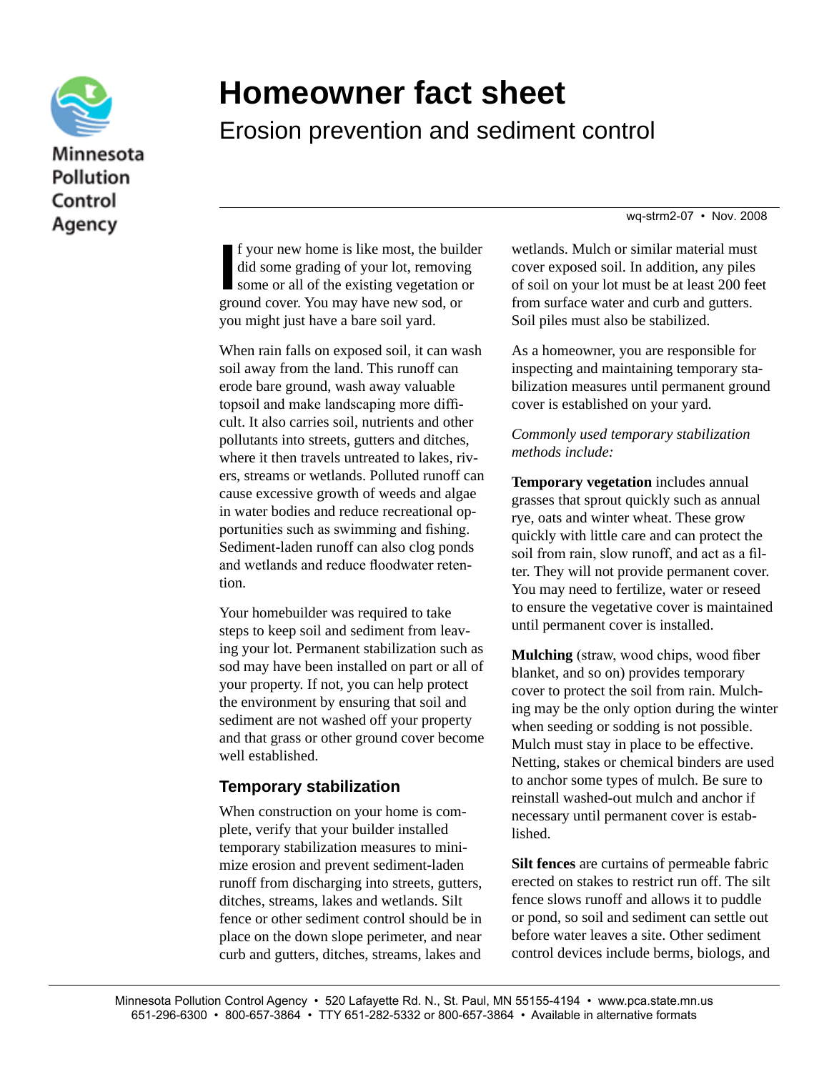Minnesota Pollution Control Agency

# Homeowner fact sheet

## Erosion prevention and sediment control

wq-strm2-07 • Nov. 2008

If your new home is like most, the builder did some grading of your lot, removing some or all of the existing vegetation or ground cover. You may have new sod, or you might just have a bare soil yard.

When rain falls on exposed soil, it can wash soil away from the land. This runoff can erode bare ground, wash away valuable topsoil and make landscaping more difficult. It also carries soil, nutrients and other pollutants into streets, gutters and ditches, where it then travels untreated to lakes, rivers, streams or wetlands. Polluted runoff can cause excessive growth of weeds and algae in water bodies and reduce recreational opportunities such as swimming and fishing. Sediment-laden runoff can also clog ponds and wetlands and reduce floodwater retention.

Your homebuilder was required to take steps to keep soil and sediment from leaving your lot. Permanent stabilization such as sod may have been installed on part or all of your property. If not, you can help protect the environment by ensuring that soil and sediment are not washed off your property and that grass or other ground cover become well established.

### Temporary stabilization

When construction on your home is complete, verify that your builder installed temporary stabilization measures to minimize erosion and prevent sediment-laden runoff from discharging into streets, gutters, ditches, streams, lakes and wetlands. Silt fence or other sediment control should be in place on the down slope perimeter, and near curb and gutters, ditches, streams, lakes and wetlands. Mulch or similar material must cover exposed soil. In addition, any piles of soil on your lot must be at least 200 feet from surface water and curb and gutters. Soil piles must also be stabilized.

As a homeowner, you are responsible for inspecting and maintaining temporary stabilization measures until permanent ground cover is established on your yard.

*Commonly used temporary stabilization methods include:*

**Temporary vegetation** includes annual grasses that sprout quickly such as annual rye, oats and winter wheat. These grow quickly with little care and can protect the soil from rain, slow runoff, and act as a filter. They will not provide permanent cover. You may need to fertilize, water or reseed to ensure the vegetative cover is maintained until permanent cover is installed.

**Mulching** (straw, wood chips, wood fiber blanket, and so on) provides temporary cover to protect the soil from rain. Mulching may be the only option during the winter when seeding or sodding is not possible. Mulch must stay in place to be effective. Netting, stakes or chemical binders are used to anchor some types of mulch. Be sure to reinstall washed-out mulch and anchor if necessary until permanent cover is established.

**Silt fences** are curtains of permeable fabric erected on stakes to restrict run off. The silt fence slows runoff and allows it to puddle or pond, so soil and sediment can settle out before water leaves a site. Other sediment control devices include berms, biologs, and

Minnesota Pollution Control Agency • 520 Lafayette Rd. N., St. Paul, MN 55155-4194 • www.pca.state.mn.us
651-296-6300 • 800-657-3864 • TTY 651-282-5332 or 800-657-3864 • Available in alternative formats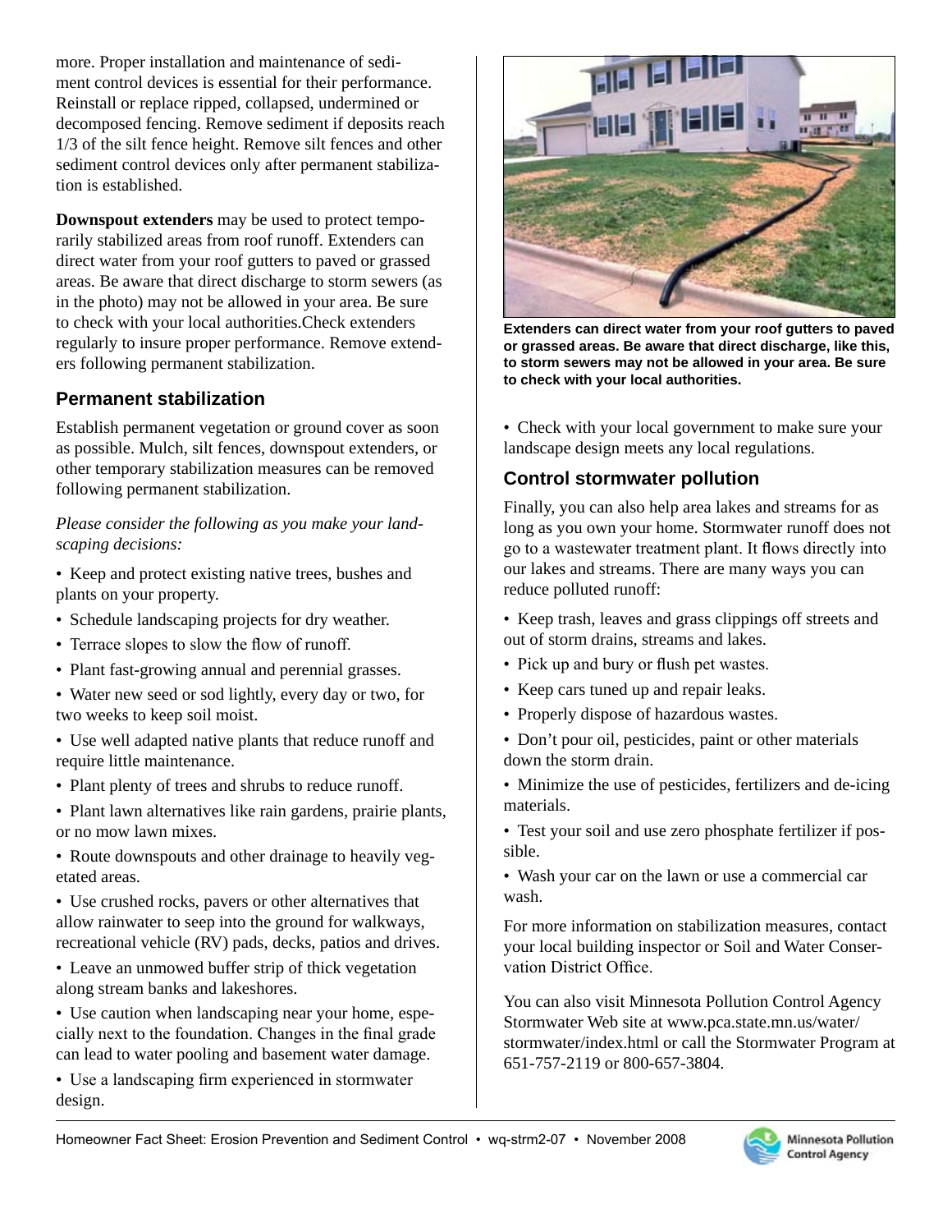more. Proper installation and maintenance of sediment control devices is essential for their performance. Reinstall or replace ripped, collapsed, undermined or decomposed fencing. Remove sediment if deposits reach 1/3 of the silt fence height. Remove silt fences and other sediment control devices only after permanent stabilization is established.

**Downspout extenders** may be used to protect temporarily stabilized areas from roof runoff. Extenders can direct water from your roof gutters to paved or grassed areas. Be aware that direct discharge to storm sewers (as in the photo) may not be allowed in your area. Be sure to check with your local authorities.Check extenders regularly to insure proper performance. Remove extenders following permanent stabilization.

## Permanent stabilization

Establish permanent vegetation or ground cover as soon as possible. Mulch, silt fences, downspout extenders, or other temporary stabilization measures can be removed following permanent stabilization.

*Please consider the following as you make your landscaping decisions:*

- Keep and protect existing native trees, bushes and plants on your property.
- Schedule landscaping projects for dry weather.
- Terrace slopes to slow the flow of runoff.
- Plant fast-growing annual and perennial grasses.
- Water new seed or sod lightly, every day or two, for two weeks to keep soil moist.
- Use well adapted native plants that reduce runoff and require little maintenance.
- Plant plenty of trees and shrubs to reduce runoff.
- Plant lawn alternatives like rain gardens, prairie plants, or no mow lawn mixes.
- Route downspouts and other drainage to heavily vegetated areas.
- Use crushed rocks, pavers or other alternatives that allow rainwater to seep into the ground for walkways, recreational vehicle (RV) pads, decks, patios and drives.
- Leave an unmowed buffer strip of thick vegetation along stream banks and lakeshores.
- Use caution when landscaping near your home, especially next to the foundation. Changes in the final grade can lead to water pooling and basement water damage.
- Use a landscaping firm experienced in stormwater design.

**Extenders can direct water from your roof gutters to paved or grassed areas. Be aware that direct discharge, like this, to storm sewers may not be allowed in your area. Be sure to check with your local authorities.**

- Check with your local government to make sure your landscape design meets any local regulations.

## Control stormwater pollution

Finally, you can also help area lakes and streams for as long as you own your home. Stormwater runoff does not go to a wastewater treatment plant. It flows directly into our lakes and streams. There are many ways you can reduce polluted runoff:

- Keep trash, leaves and grass clippings off streets and out of storm drains, streams and lakes.
- Pick up and bury or flush pet wastes.
- Keep cars tuned up and repair leaks.
- Properly dispose of hazardous wastes.
- Don't pour oil, pesticides, paint or other materials down the storm drain.
- Minimize the use of pesticides, fertilizers and de-icing materials.
- Test your soil and use zero phosphate fertilizer if possible.
- Wash your car on the lawn or use a commercial car wash.

For more information on stabilization measures, contact your local building inspector or Soil and Water Conservation District Office.

You can also visit Minnesota Pollution Control Agency Stormwater Web site at www.pca.state.mn.us/water/stormwater/index.html or call the Stormwater Program at 651-757-2119 or 800-657-3804.